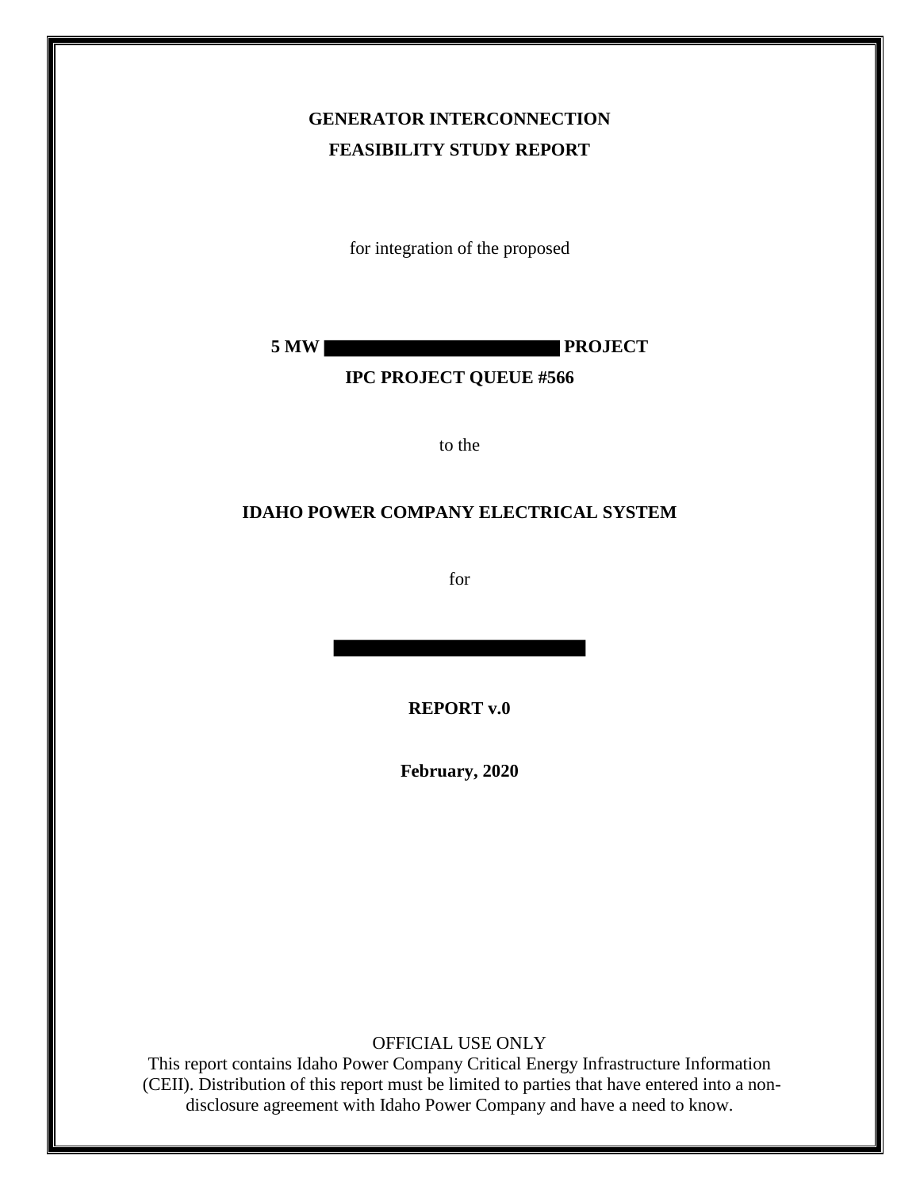**GENERATOR INTERCONNECTION**

**FEASIBILITY STUDY REPORT**

for integration of the proposed

**5 MW ██████████████ PROJECT**

**IPC PROJECT QUEUE #566**

to the

**IDAHO POWER COMPANY ELECTRICAL SYSTEM**

for

██████████████████

**REPORT v.0**

**February, 2020**

OFFICIAL USE ONLY

This report contains Idaho Power Company Critical Energy Infrastructure Information (CEII). Distribution of this report must be limited to parties that have entered into a non-disclosure agreement with Idaho Power Company and have a need to know.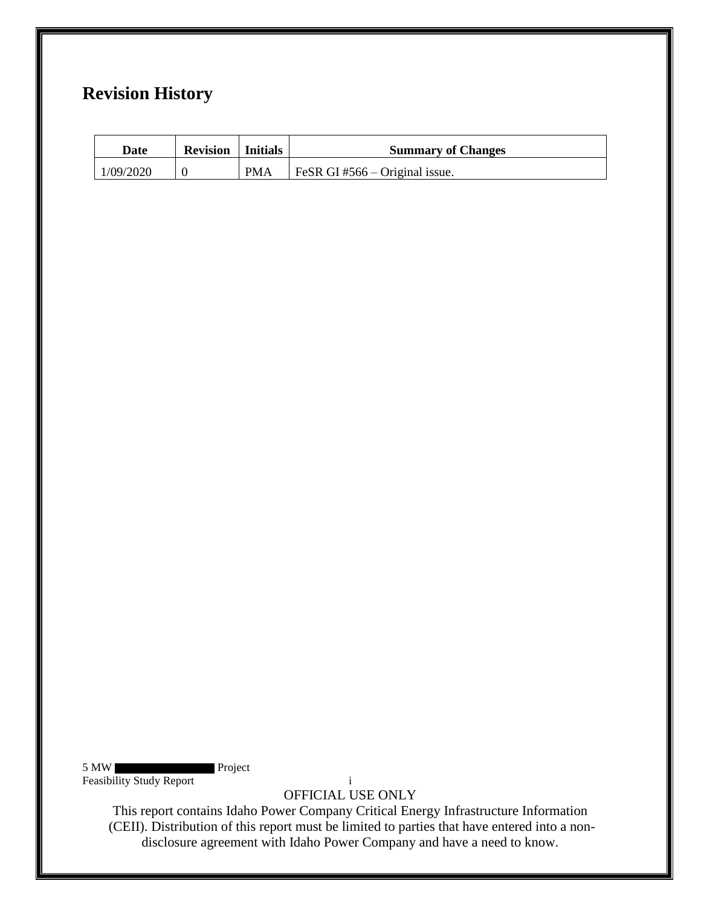## Revision History

| Date | Revision | Initials | Summary of Changes |
| --- | --- | --- | --- |
| 1/09/2020 | 0 | PMA | FeSR GI #566 – Original issue. |

OFFICIAL USE ONLY

This report contains Idaho Power Company Critical Energy Infrastructure Information (CEII). Distribution of this report must be limited to parties that have entered into a non-disclosure agreement with Idaho Power Company and have a need to know.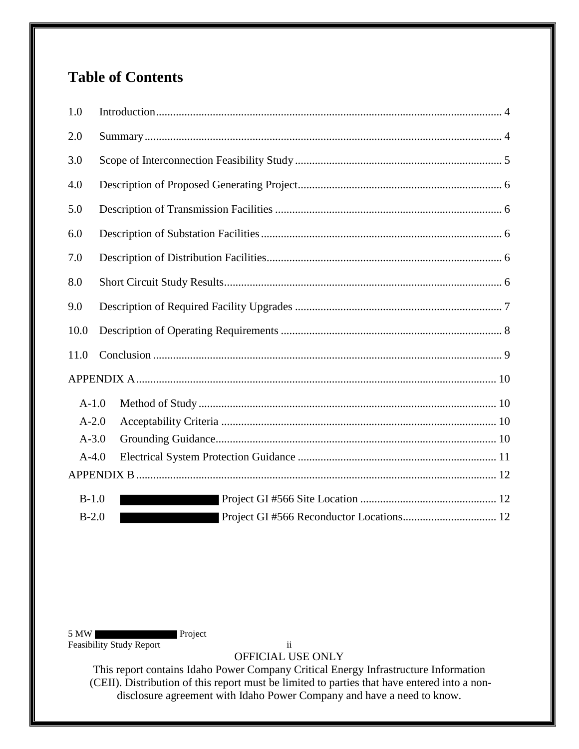# Table of Contents

1.0 Introduction ..... 4

2.0 Summary ..... 4

3.0 Scope of Interconnection Feasibility Study ..... 5

4.0 Description of Proposed Generating Project ..... 6

5.0 Description of Transmission Facilities ..... 6

6.0 Description of Substation Facilities ..... 6

7.0 Description of Distribution Facilities ..... 6

8.0 Short Circuit Study Results ..... 6

9.0 Description of Required Facility Upgrades ..... 7

10.0 Description of Operating Requirements ..... 8

11.0 Conclusion ..... 9

APPENDIX A ..... 10

- A-1.0 Method of Study ..... 10
- A-2.0 Acceptability Criteria ..... 10
- A-3.0 Grounding Guidance ..... 10
- A-4.0 Electrical System Protection Guidance ..... 11

APPENDIX B ..... 12

- B-1.0 ████████ Project GI #566 Site Location ..... 12
- B-2.0 ████████ Project GI #566 Reconductor Locations ..... 12

OFFICIAL USE ONLY

This report contains Idaho Power Company Critical Energy Infrastructure Information (CEII). Distribution of this report must be limited to parties that have entered into a non-disclosure agreement with Idaho Power Company and have a need to know.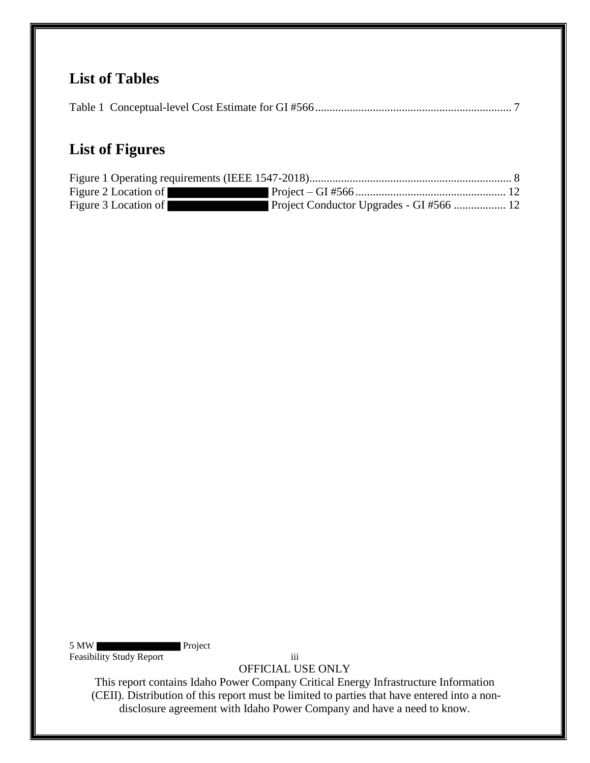## List of Tables

Table 1 Conceptual-level Cost Estimate for GI #566 .................................................................. 7

## List of Figures

Figure 1 Operating requirements (IEEE 1547-2018)...................................................................... 8
Figure 2 Location of [REDACTED] Project – GI #566 .................................................. 12
Figure 3 Location of [REDACTED] Project Conductor Upgrades - GI #566 ................. 12

OFFICIAL USE ONLY

This report contains Idaho Power Company Critical Energy Infrastructure Information (CEII). Distribution of this report must be limited to parties that have entered into a non-disclosure agreement with Idaho Power Company and have a need to know.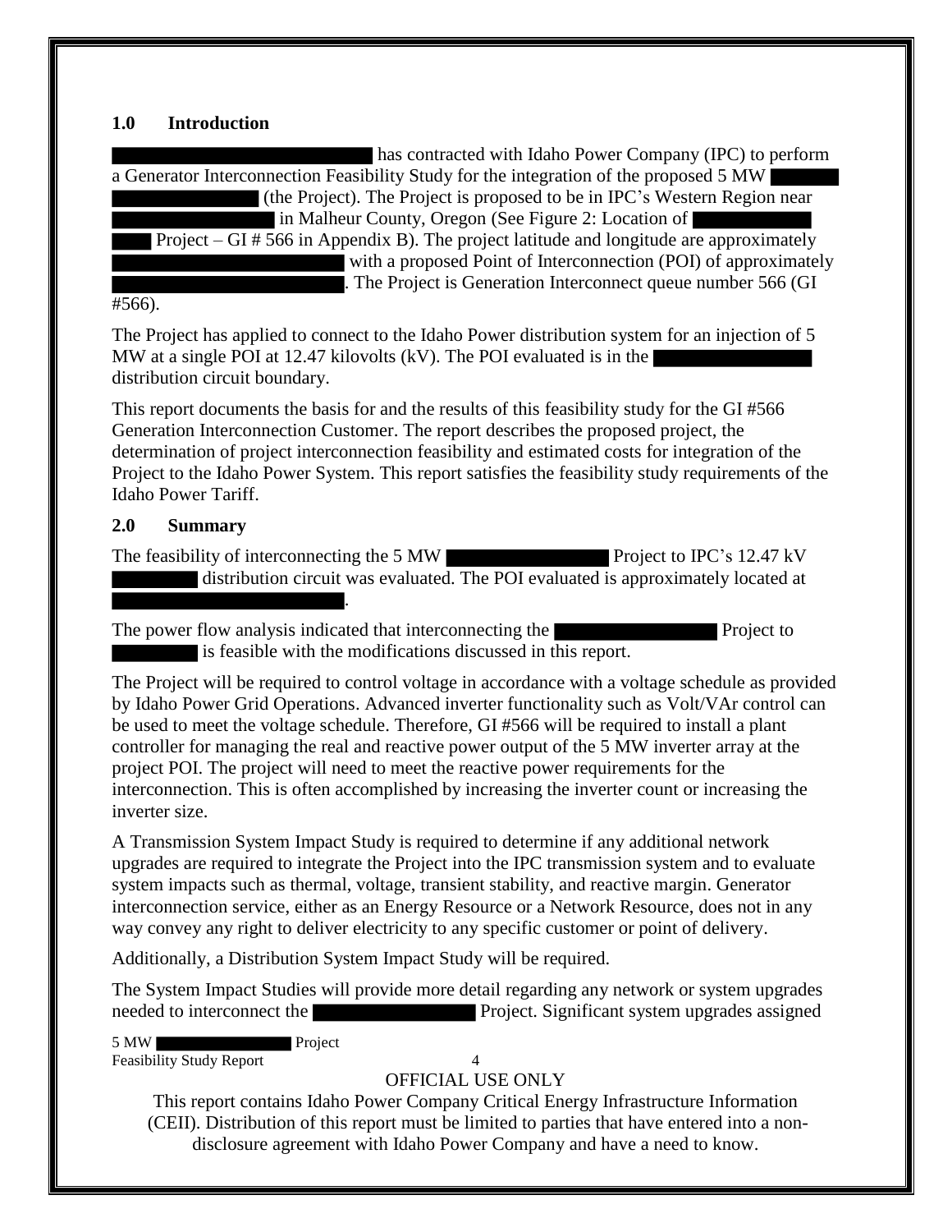## 1.0 Introduction

has contracted with Idaho Power Company (IPC) to perform a Generator Interconnection Feasibility Study for the integration of the proposed 5 MW (the Project). The Project is proposed to be in IPC's Western Region near in Malheur County, Oregon (See Figure 2: Location of Project – GI # 566 in Appendix B). The project latitude and longitude are approximately with a proposed Point of Interconnection (POI) of approximately . The Project is Generation Interconnect queue number 566 (GI #566).

The Project has applied to connect to the Idaho Power distribution system for an injection of 5 MW at a single POI at 12.47 kilovolts (kV). The POI evaluated is in the distribution circuit boundary.

This report documents the basis for and the results of this feasibility study for the GI #566 Generation Interconnection Customer. The report describes the proposed project, the determination of project interconnection feasibility and estimated costs for integration of the Project to the Idaho Power System. This report satisfies the feasibility study requirements of the Idaho Power Tariff.

## 2.0 Summary

The feasibility of interconnecting the 5 MW Project to IPC's 12.47 kV distribution circuit was evaluated. The POI evaluated is approximately located at .

The power flow analysis indicated that interconnecting the Project to is feasible with the modifications discussed in this report.

The Project will be required to control voltage in accordance with a voltage schedule as provided by Idaho Power Grid Operations. Advanced inverter functionality such as Volt/VAr control can be used to meet the voltage schedule. Therefore, GI #566 will be required to install a plant controller for managing the real and reactive power output of the 5 MW inverter array at the project POI. The project will need to meet the reactive power requirements for the interconnection. This is often accomplished by increasing the inverter count or increasing the inverter size.

A Transmission System Impact Study is required to determine if any additional network upgrades are required to integrate the Project into the IPC transmission system and to evaluate system impacts such as thermal, voltage, transient stability, and reactive margin. Generator interconnection service, either as an Energy Resource or a Network Resource, does not in any way convey any right to deliver electricity to any specific customer or point of delivery.

Additionally, a Distribution System Impact Study will be required.

The System Impact Studies will provide more detail regarding any network or system upgrades needed to interconnect the Project. Significant system upgrades assigned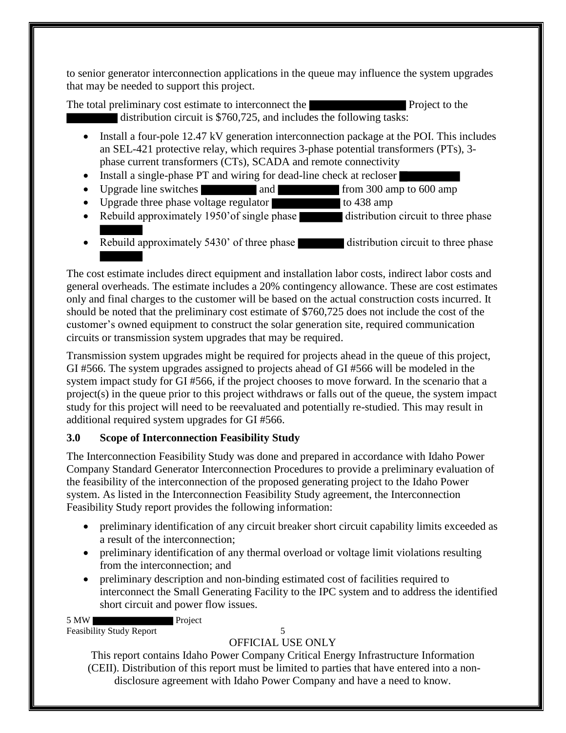to senior generator interconnection applications in the queue may influence the system upgrades that may be needed to support this project.

The total preliminary cost estimate to interconnect the ████████ Project to the ████ distribution circuit is $760,725, and includes the following tasks:

- Install a four-pole 12.47 kV generation interconnection package at the POI. This includes an SEL-421 protective relay, which requires 3-phase potential transformers (PTs), 3-phase current transformers (CTs), SCADA and remote connectivity
- Install a single-phase PT and wiring for dead-line check at recloser ████
- Upgrade line switches ████ and ████ from 300 amp to 600 amp
- Upgrade three phase voltage regulator ████ to 438 amp
- Rebuild approximately 1950' of single phase ████ distribution circuit to three phase ████
- Rebuild approximately 5430' of three phase ████ distribution circuit to three phase ████

The cost estimate includes direct equipment and installation labor costs, indirect labor costs and general overheads. The estimate includes a 20% contingency allowance. These are cost estimates only and final charges to the customer will be based on the actual construction costs incurred. It should be noted that the preliminary cost estimate of $760,725 does not include the cost of the customer's owned equipment to construct the solar generation site, required communication circuits or transmission system upgrades that may be required.

Transmission system upgrades might be required for projects ahead in the queue of this project, GI #566. The system upgrades assigned to projects ahead of GI #566 will be modeled in the system impact study for GI #566, if the project chooses to move forward. In the scenario that a project(s) in the queue prior to this project withdraws or falls out of the queue, the system impact study for this project will need to be reevaluated and potentially re-studied. This may result in additional required system upgrades for GI #566.

### 3.0 Scope of Interconnection Feasibility Study

The Interconnection Feasibility Study was done and prepared in accordance with Idaho Power Company Standard Generator Interconnection Procedures to provide a preliminary evaluation of the feasibility of the interconnection of the proposed generating project to the Idaho Power system. As listed in the Interconnection Feasibility Study agreement, the Interconnection Feasibility Study report provides the following information:

- preliminary identification of any circuit breaker short circuit capability limits exceeded as a result of the interconnection;
- preliminary identification of any thermal overload or voltage limit violations resulting from the interconnection; and
- preliminary description and non-binding estimated cost of facilities required to interconnect the Small Generating Facility to the IPC system and to address the identified short circuit and power flow issues.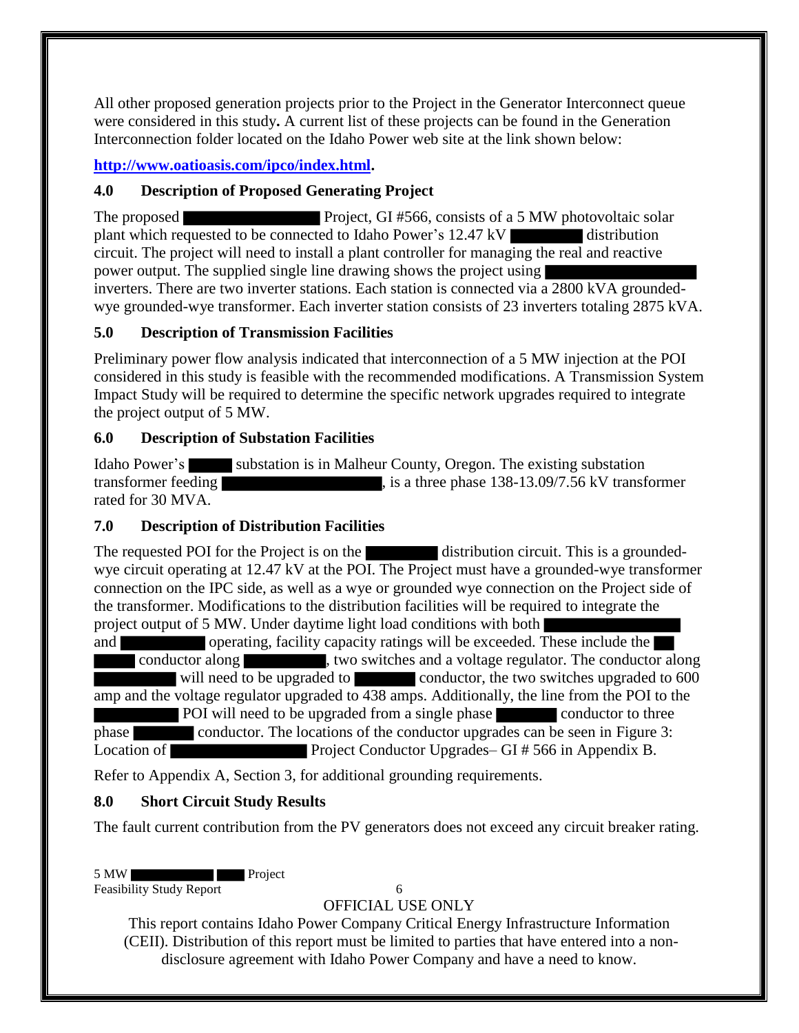All other proposed generation projects prior to the Project in the Generator Interconnect queue were considered in this study**.** A current list of these projects can be found in the Generation Interconnection folder located on the Idaho Power web site at the link shown below:

**http://www.oatioasis.com/ipco/index.html.**

## 4.0 Description of Proposed Generating Project

The proposed ████████ Project, GI #566, consists of a 5 MW photovoltaic solar plant which requested to be connected to Idaho Power's 12.47 kV ████ distribution circuit. The project will need to install a plant controller for managing the real and reactive power output. The supplied single line drawing shows the project using ████████ inverters. There are two inverter stations. Each station is connected via a 2800 kVA grounded-wye grounded-wye transformer. Each inverter station consists of 23 inverters totaling 2875 kVA.

## 5.0 Description of Transmission Facilities

Preliminary power flow analysis indicated that interconnection of a 5 MW injection at the POI considered in this study is feasible with the recommended modifications. A Transmission System Impact Study will be required to determine the specific network upgrades required to integrate the project output of 5 MW.

## 6.0 Description of Substation Facilities

Idaho Power's ███ substation is in Malheur County, Oregon. The existing substation transformer feeding ████████, is a three phase 138-13.09/7.56 kV transformer rated for 30 MVA.

## 7.0 Description of Distribution Facilities

The requested POI for the Project is on the ████ distribution circuit. This is a grounded-wye circuit operating at 12.47 kV at the POI. The Project must have a grounded-wye transformer connection on the IPC side, as well as a wye or grounded wye connection on the Project side of the transformer. Modifications to the distribution facilities will be required to integrate the project output of 5 MW. Under daytime light load conditions with both ████████ and █████ operating, facility capacity ratings will be exceeded. These include the ██ ███ conductor along ████, two switches and a voltage regulator. The conductor along █████ will need to be upgraded to ████ conductor, the two switches upgraded to 600 amp and the voltage regulator upgraded to 438 amps. Additionally, the line from the POI to the █████ POI will need to be upgraded from a single phase ████ conductor to three phase ████ conductor. The locations of the conductor upgrades can be seen in Figure 3: Location of ████████ Project Conductor Upgrades– GI # 566 in Appendix B.

Refer to Appendix A, Section 3, for additional grounding requirements.

## 8.0 Short Circuit Study Results

The fault current contribution from the PV generators does not exceed any circuit breaker rating.

OFFICIAL USE ONLY

This report contains Idaho Power Company Critical Energy Infrastructure Information (CEII). Distribution of this report must be limited to parties that have entered into a non-disclosure agreement with Idaho Power Company and have a need to know.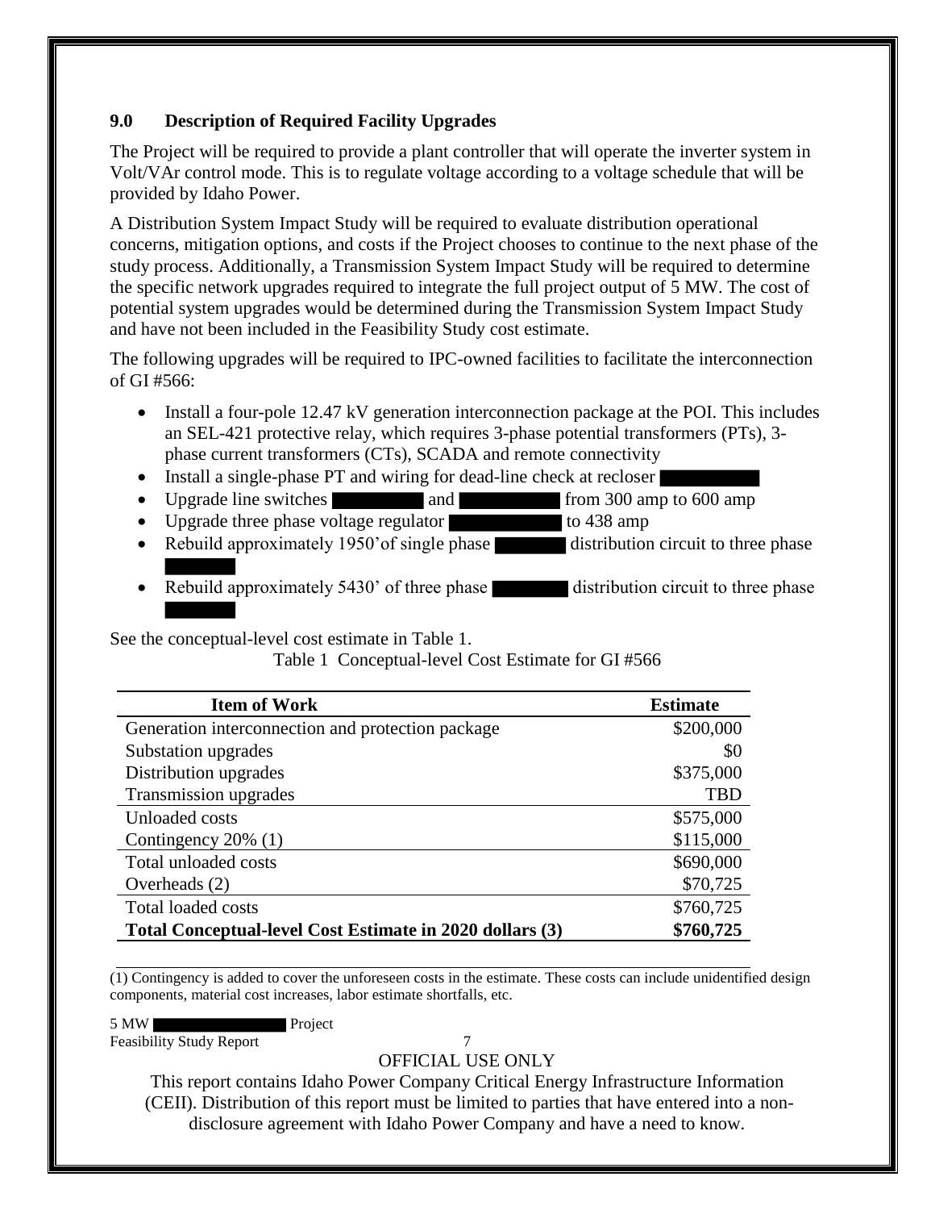## 9.0 Description of Required Facility Upgrades

The Project will be required to provide a plant controller that will operate the inverter system in Volt/VAr control mode. This is to regulate voltage according to a voltage schedule that will be provided by Idaho Power.

A Distribution System Impact Study will be required to evaluate distribution operational concerns, mitigation options, and costs if the Project chooses to continue to the next phase of the study process. Additionally, a Transmission System Impact Study will be required to determine the specific network upgrades required to integrate the full project output of 5 MW. The cost of potential system upgrades would be determined during the Transmission System Impact Study and have not been included in the Feasibility Study cost estimate.

The following upgrades will be required to IPC-owned facilities to facilitate the interconnection of GI #566:

- Install a four-pole 12.47 kV generation interconnection package at the POI. This includes an SEL-421 protective relay, which requires 3-phase potential transformers (PTs), 3-phase current transformers (CTs), SCADA and remote connectivity
- Install a single-phase PT and wiring for dead-line check at recloser [REDACTED]
- Upgrade line switches [REDACTED] and [REDACTED] from 300 amp to 600 amp
- Upgrade three phase voltage regulator [REDACTED] to 438 amp
- Rebuild approximately 1950' of single phase [REDACTED] distribution circuit to three phase [REDACTED]
- Rebuild approximately 5430' of three phase [REDACTED] distribution circuit to three phase [REDACTED]

See the conceptual-level cost estimate in Table 1.

Table 1 Conceptual-level Cost Estimate for GI #566

| Item of Work | Estimate |
|---|---|
| Generation interconnection and protection package | $200,000 |
| Substation upgrades | $0 |
| Distribution upgrades | $375,000 |
| Transmission upgrades | TBD |
| Unloaded costs | $575,000 |
| Contingency 20% (1) | $115,000 |
| Total unloaded costs | $690,000 |
| Overheads (2) | $70,725 |
| Total loaded costs | $760,725 |
| **Total Conceptual-level Cost Estimate in 2020 dollars (3)** | **$760,725** |

(1) Contingency is added to cover the unforeseen costs in the estimate. These costs can include unidentified design components, material cost increases, labor estimate shortfalls, etc.

OFFICIAL USE ONLY

This report contains Idaho Power Company Critical Energy Infrastructure Information (CEII). Distribution of this report must be limited to parties that have entered into a non-disclosure agreement with Idaho Power Company and have a need to know.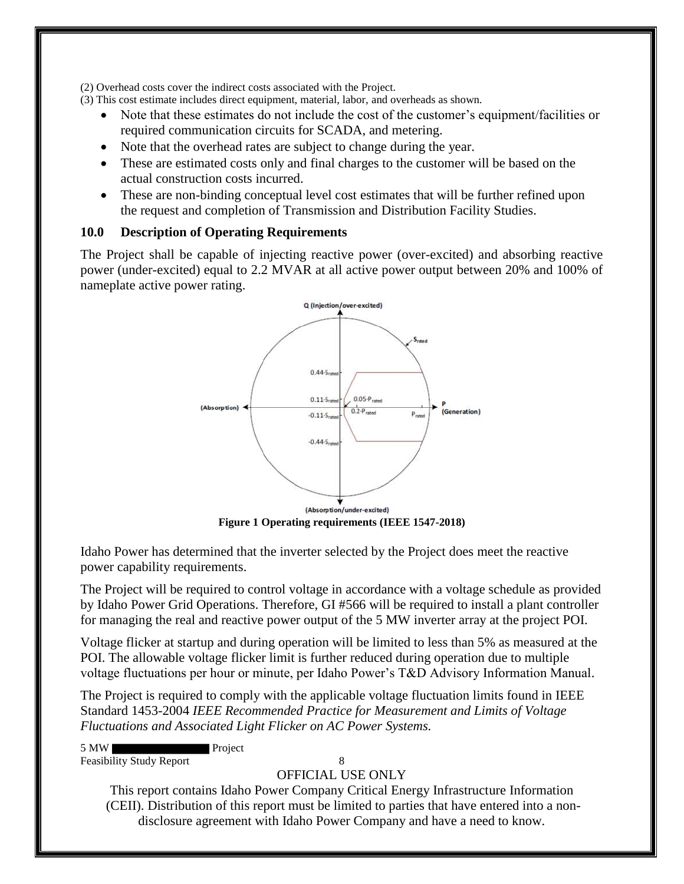(2) Overhead costs cover the indirect costs associated with the Project.

(3) This cost estimate includes direct equipment, material, labor, and overheads as shown.

- Note that these estimates do not include the cost of the customer's equipment/facilities or required communication circuits for SCADA, and metering.
- Note that the overhead rates are subject to change during the year.
- These are estimated costs only and final charges to the customer will be based on the actual construction costs incurred.
- These are non-binding conceptual level cost estimates that will be further refined upon the request and completion of Transmission and Distribution Facility Studies.

## 10.0 Description of Operating Requirements

The Project shall be capable of injecting reactive power (over-excited) and absorbing reactive power (under-excited) equal to 2.2 MVAR at all active power output between 20% and 100% of nameplate active power rating.

**Figure 1 Operating requirements (IEEE 1547-2018)**

Idaho Power has determined that the inverter selected by the Project does meet the reactive power capability requirements.

The Project will be required to control voltage in accordance with a voltage schedule as provided by Idaho Power Grid Operations. Therefore, GI #566 will be required to install a plant controller for managing the real and reactive power output of the 5 MW inverter array at the project POI.

Voltage flicker at startup and during operation will be limited to less than 5% as measured at the POI. The allowable voltage flicker limit is further reduced during operation due to multiple voltage fluctuations per hour or minute, per Idaho Power's T&D Advisory Information Manual.

The Project is required to comply with the applicable voltage fluctuation limits found in IEEE Standard 1453-2004 *IEEE Recommended Practice for Measurement and Limits of Voltage Fluctuations and Associated Light Flicker on AC Power Systems.*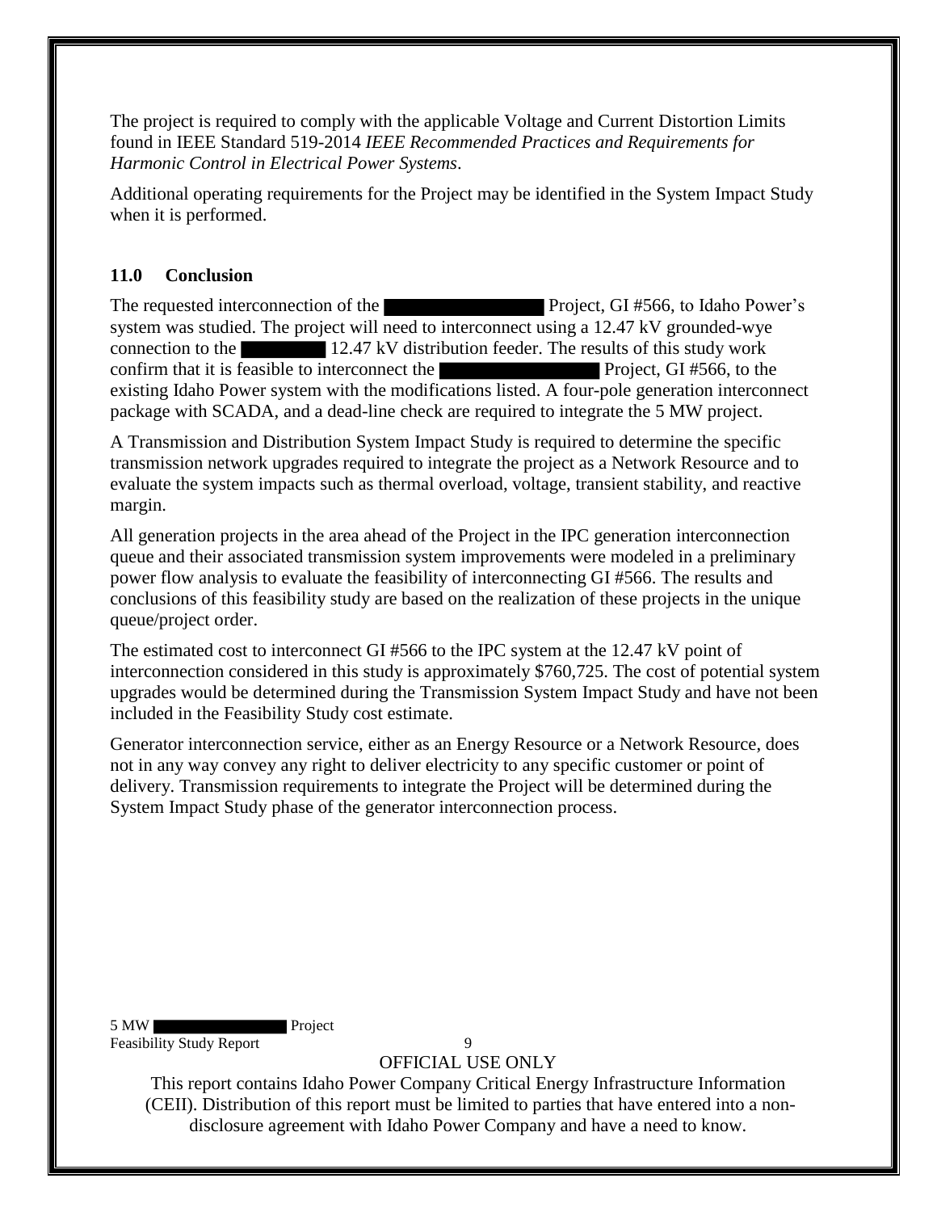The project is required to comply with the applicable Voltage and Current Distortion Limits found in IEEE Standard 519-2014 *IEEE Recommended Practices and Requirements for Harmonic Control in Electrical Power Systems*.

Additional operating requirements for the Project may be identified in the System Impact Study when it is performed.

## 11.0 Conclusion

The requested interconnection of the ██████████ Project, GI #566, to Idaho Power's system was studied. The project will need to interconnect using a 12.47 kV grounded-wye connection to the █████ 12.47 kV distribution feeder. The results of this study work confirm that it is feasible to interconnect the ██████████ Project, GI #566, to the existing Idaho Power system with the modifications listed. A four-pole generation interconnect package with SCADA, and a dead-line check are required to integrate the 5 MW project.

A Transmission and Distribution System Impact Study is required to determine the specific transmission network upgrades required to integrate the project as a Network Resource and to evaluate the system impacts such as thermal overload, voltage, transient stability, and reactive margin.

All generation projects in the area ahead of the Project in the IPC generation interconnection queue and their associated transmission system improvements were modeled in a preliminary power flow analysis to evaluate the feasibility of interconnecting GI #566. The results and conclusions of this feasibility study are based on the realization of these projects in the unique queue/project order.

The estimated cost to interconnect GI #566 to the IPC system at the 12.47 kV point of interconnection considered in this study is approximately $760,725. The cost of potential system upgrades would be determined during the Transmission System Impact Study and have not been included in the Feasibility Study cost estimate.

Generator interconnection service, either as an Energy Resource or a Network Resource, does not in any way convey any right to deliver electricity to any specific customer or point of delivery. Transmission requirements to integrate the Project will be determined during the System Impact Study phase of the generator interconnection process.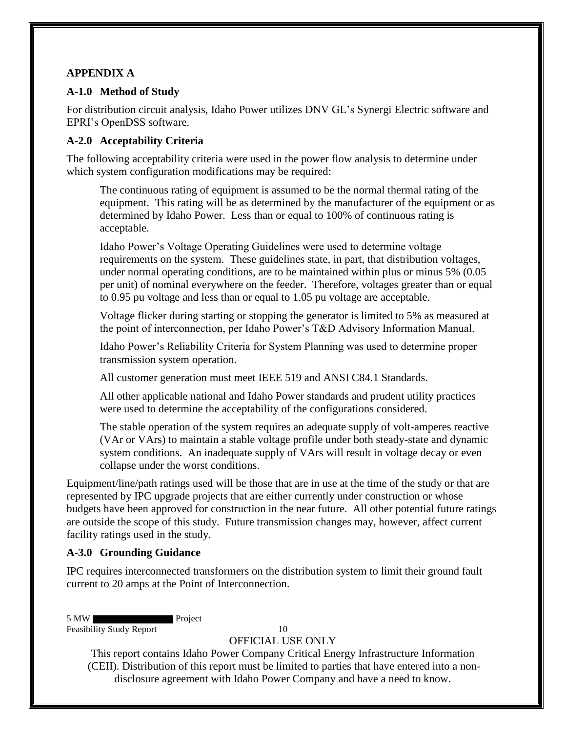## APPENDIX A

### A-1.0 Method of Study

For distribution circuit analysis, Idaho Power utilizes DNV GL's Synergi Electric software and EPRI's OpenDSS software.

### A-2.0 Acceptability Criteria

The following acceptability criteria were used in the power flow analysis to determine under which system configuration modifications may be required:

> The continuous rating of equipment is assumed to be the normal thermal rating of the equipment. This rating will be as determined by the manufacturer of the equipment or as determined by Idaho Power. Less than or equal to 100% of continuous rating is acceptable.
>
> Idaho Power's Voltage Operating Guidelines were used to determine voltage requirements on the system. These guidelines state, in part, that distribution voltages, under normal operating conditions, are to be maintained within plus or minus 5% (0.05 per unit) of nominal everywhere on the feeder. Therefore, voltages greater than or equal to 0.95 pu voltage and less than or equal to 1.05 pu voltage are acceptable.
>
> Voltage flicker during starting or stopping the generator is limited to 5% as measured at the point of interconnection, per Idaho Power's T&D Advisory Information Manual.
>
> Idaho Power's Reliability Criteria for System Planning was used to determine proper transmission system operation.
>
> All customer generation must meet IEEE 519 and ANSI C84.1 Standards.
>
> All other applicable national and Idaho Power standards and prudent utility practices were used to determine the acceptability of the configurations considered.
>
> The stable operation of the system requires an adequate supply of volt-amperes reactive (VAr or VArs) to maintain a stable voltage profile under both steady-state and dynamic system conditions. An inadequate supply of VArs will result in voltage decay or even collapse under the worst conditions.

Equipment/line/path ratings used will be those that are in use at the time of the study or that are represented by IPC upgrade projects that are either currently under construction or whose budgets have been approved for construction in the near future. All other potential future ratings are outside the scope of this study. Future transmission changes may, however, affect current facility ratings used in the study.

### A-3.0 Grounding Guidance

IPC requires interconnected transformers on the distribution system to limit their ground fault current to 20 amps at the Point of Interconnection.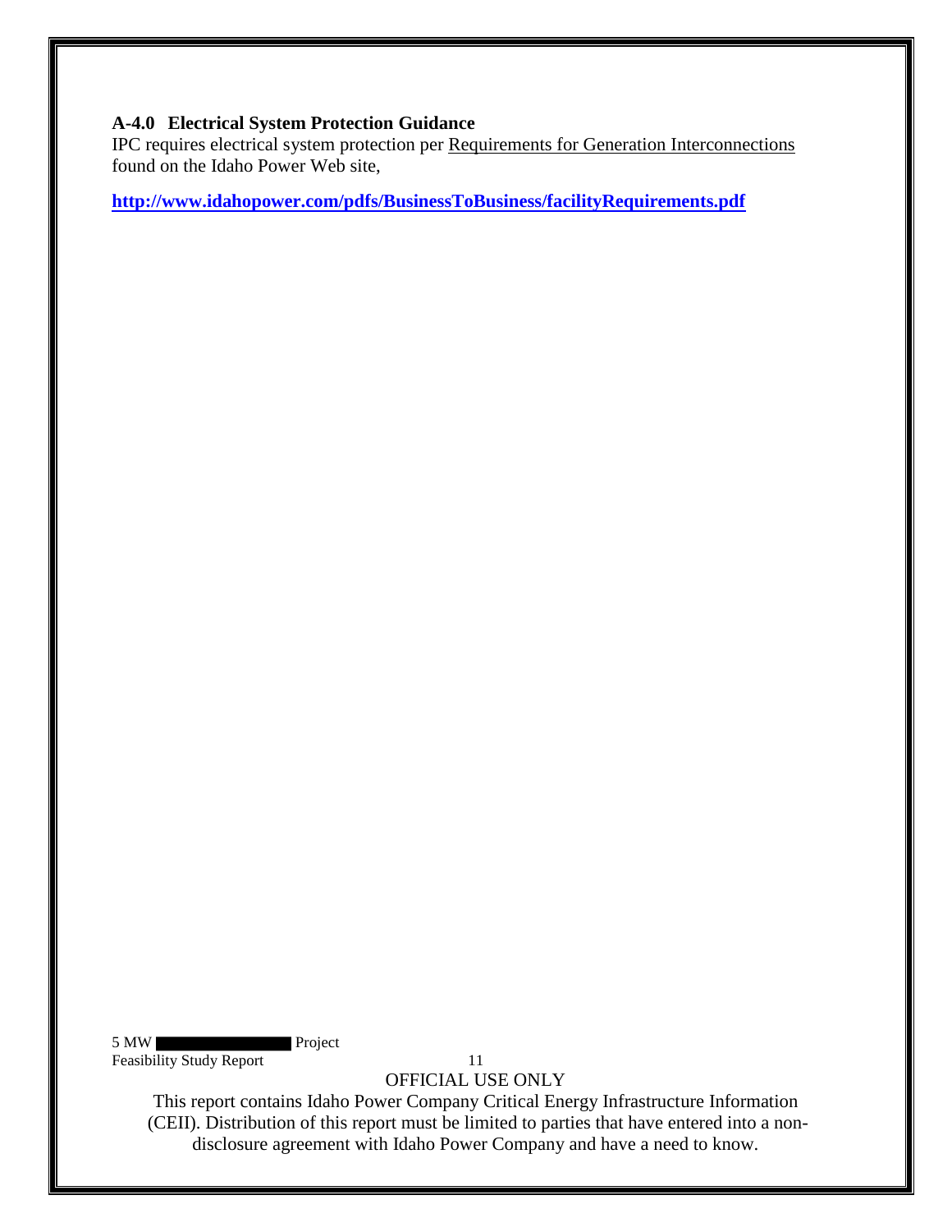**A-4.0 Electrical System Protection Guidance**

IPC requires electrical system protection per Requirements for Generation Interconnections found on the Idaho Power Web site,

**http://www.idahopower.com/pdfs/BusinessToBusiness/facilityRequirements.pdf**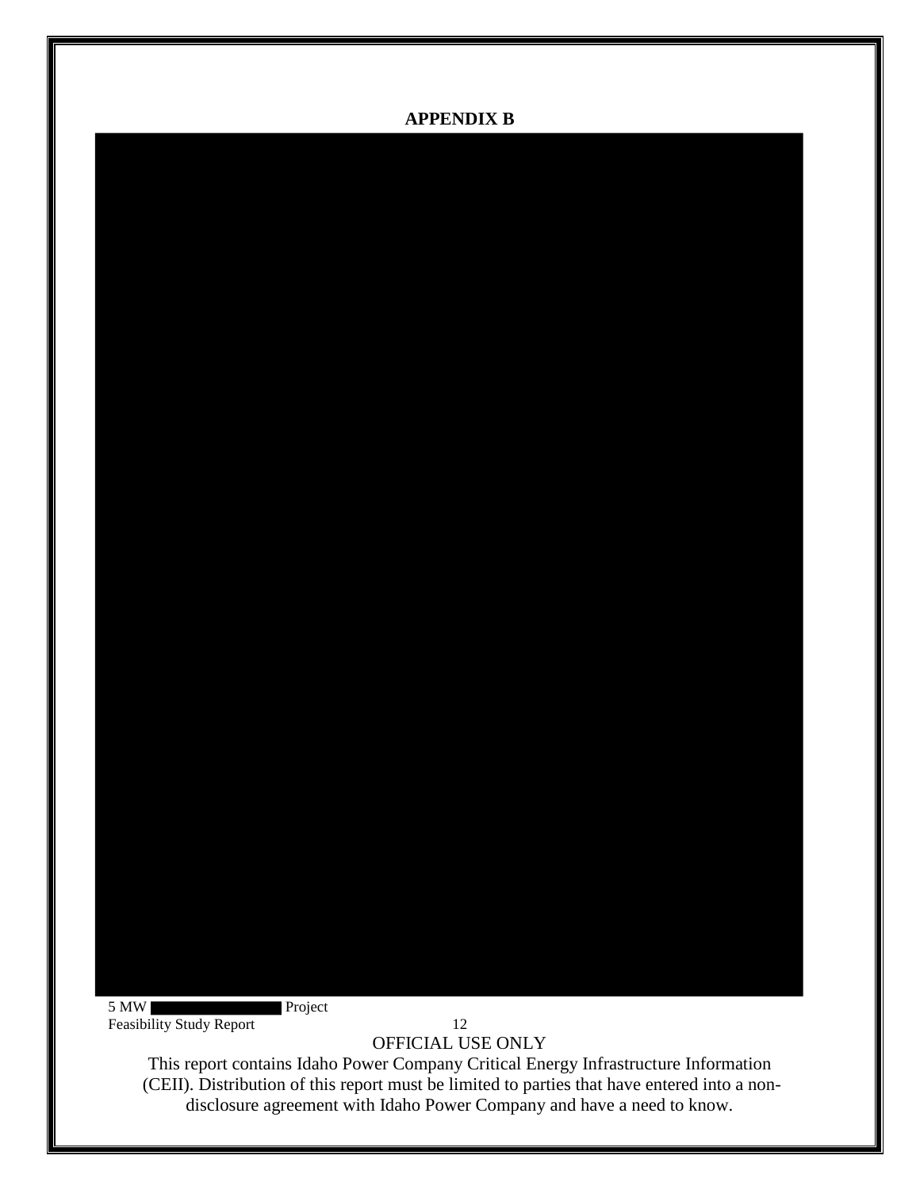**APPENDIX B**

OFFICIAL USE ONLY

This report contains Idaho Power Company Critical Energy Infrastructure Information (CEII). Distribution of this report must be limited to parties that have entered into a non-disclosure agreement with Idaho Power Company and have a need to know.